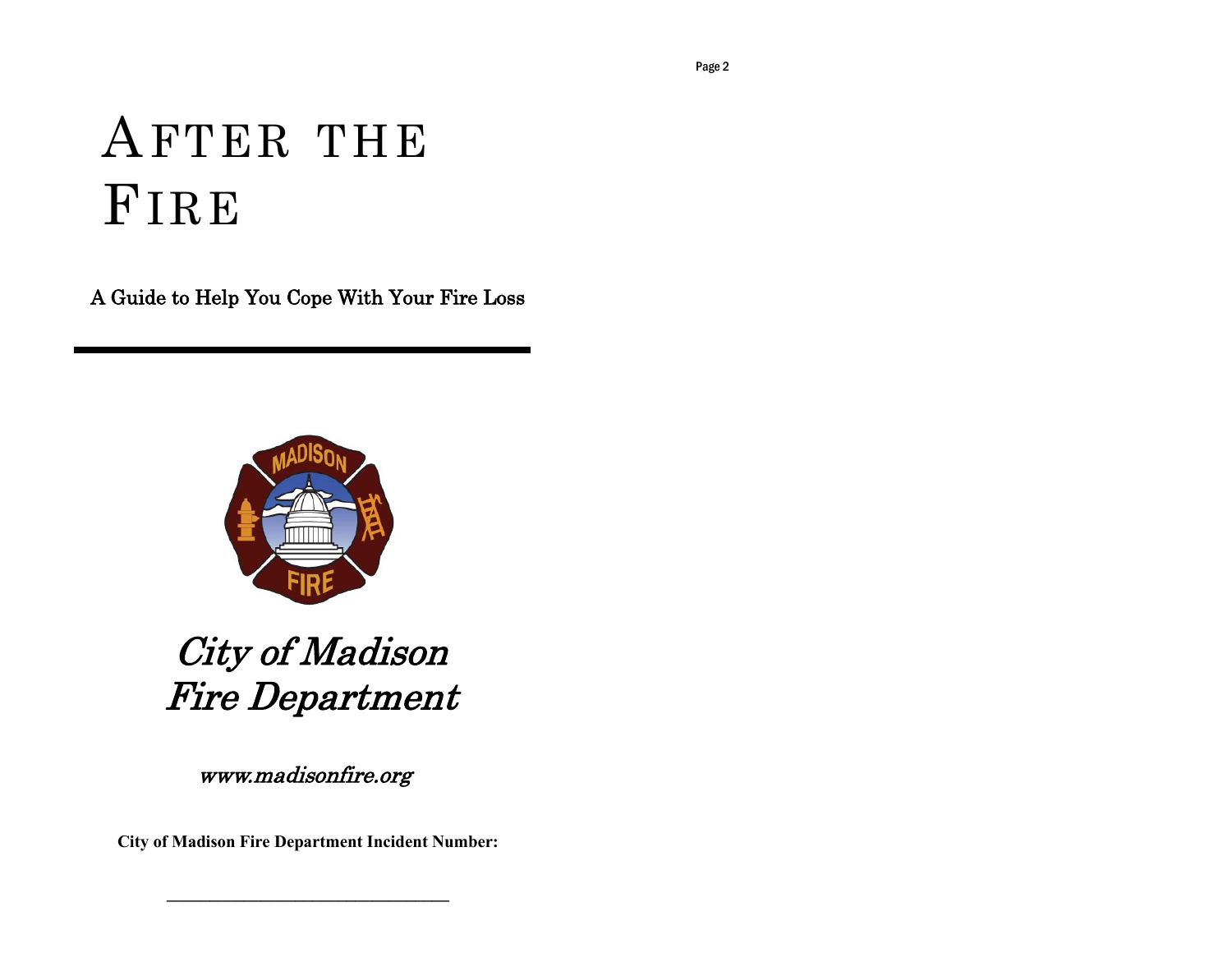# AFTER THE FIRE

**A Guide to Help You Cope With Your Fire Loss**

*City of Madison Fire Department*

*www.madisonfire.org*

**City of Madison Fire Department Incident Number:**

_______________________________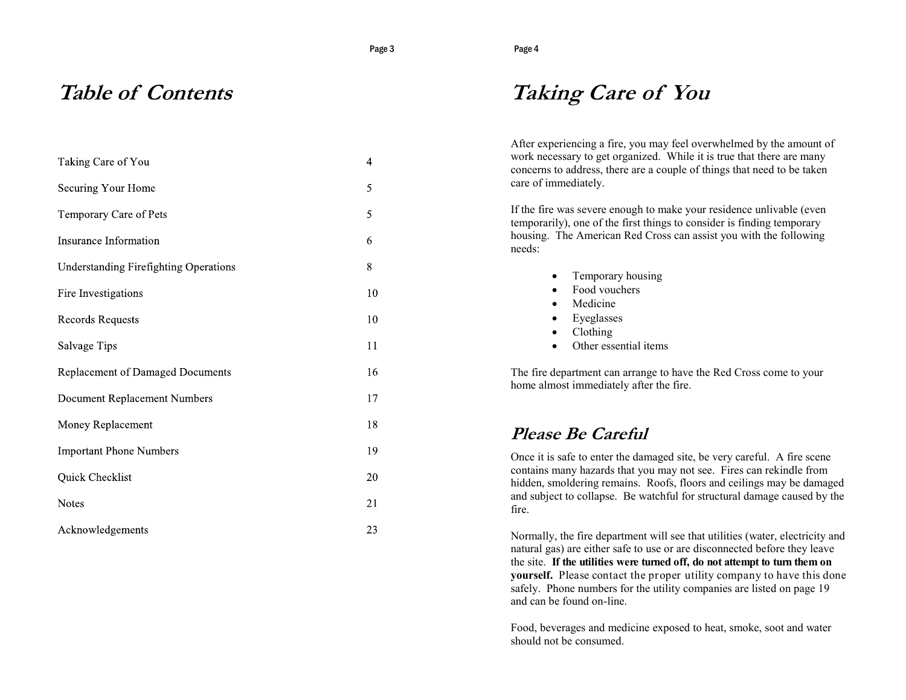# Table of Contents

| | |
|---|---|
| Taking Care of You | 4 |
| Securing Your Home | 5 |
| Temporary Care of Pets | 5 |
| Insurance Information | 6 |
| Understanding Firefighting Operations | 8 |
| Fire Investigations | 10 |
| Records Requests | 10 |
| Salvage Tips | 11 |
| Replacement of Damaged Documents | 16 |
| Document Replacement Numbers | 17 |
| Money Replacement | 18 |
| Important Phone Numbers | 19 |
| Quick Checklist | 20 |
| Notes | 21 |
| Acknowledgements | 23 |

# Taking Care of You

After experiencing a fire, you may feel overwhelmed by the amount of work necessary to get organized. While it is true that there are many concerns to address, there are a couple of things that need to be taken care of immediately.

If the fire was severe enough to make your residence unlivable (even temporarily), one of the first things to consider is finding temporary housing. The American Red Cross can assist you with the following needs:

- Temporary housing
- Food vouchers
- Medicine
- Eyeglasses
- Clothing
- Other essential items

The fire department can arrange to have the Red Cross come to your home almost immediately after the fire.

## Please Be Careful

Once it is safe to enter the damaged site, be very careful. A fire scene contains many hazards that you may not see. Fires can rekindle from hidden, smoldering remains. Roofs, floors and ceilings may be damaged and subject to collapse. Be watchful for structural damage caused by the fire.

Normally, the fire department will see that utilities (water, electricity and natural gas) are either safe to use or are disconnected before they leave the site. **If the utilities were turned off, do not attempt to turn them on yourself.** Please contact the proper utility company to have this done safely. Phone numbers for the utility companies are listed on page 19 and can be found on-line.

Food, beverages and medicine exposed to heat, smoke, soot and water should not be consumed.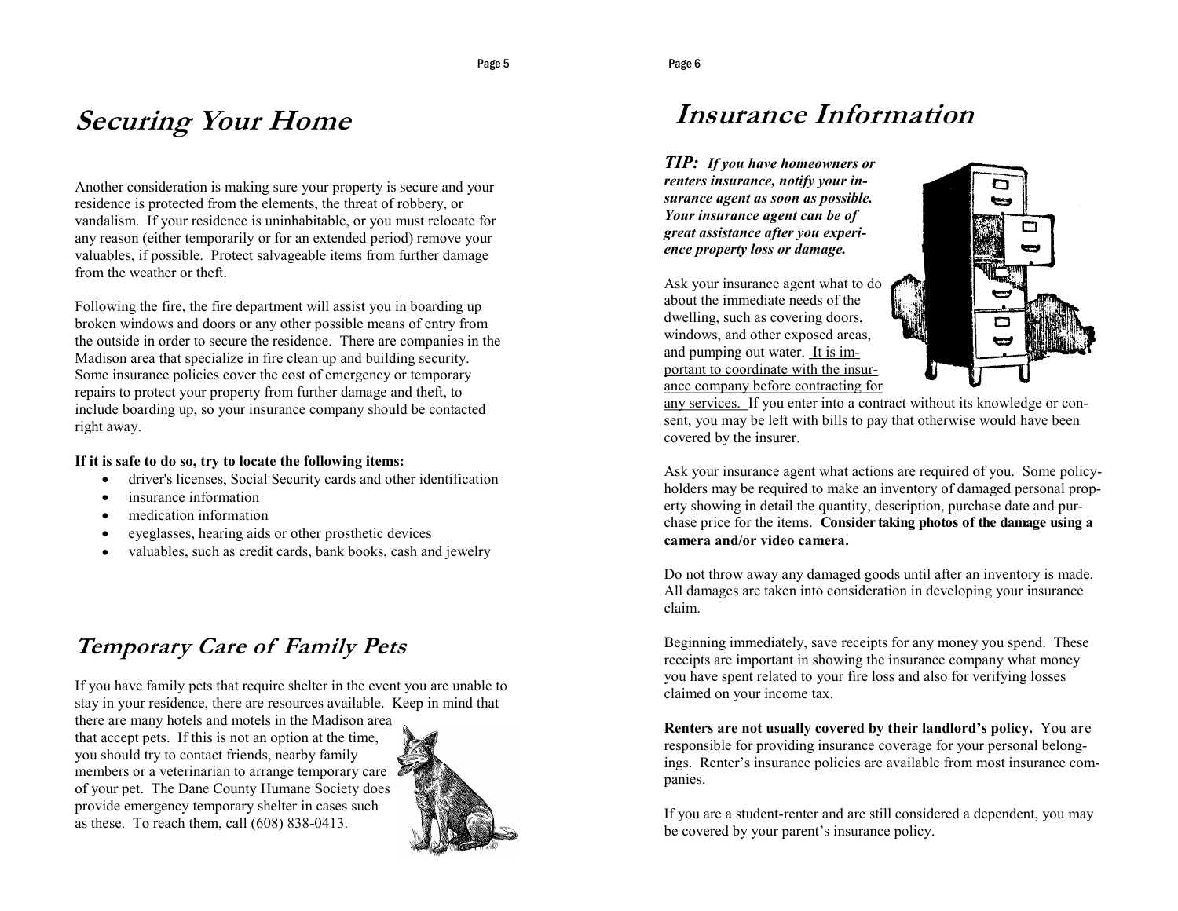# Securing Your Home

Another consideration is making sure your property is secure and your residence is protected from the elements, the threat of robbery, or vandalism. If your residence is uninhabitable, or you must relocate for any reason (either temporarily or for an extended period) remove your valuables, if possible. Protect salvageable items from further damage from the weather or theft.

Following the fire, the fire department will assist you in boarding up broken windows and doors or any other possible means of entry from the outside in order to secure the residence. There are companies in the Madison area that specialize in fire clean up and building security. Some insurance policies cover the cost of emergency or temporary repairs to protect your property from further damage and theft, to include boarding up, so your insurance company should be contacted right away.

**If it is safe to do so, try to locate the following items:**

- driver's licenses, Social Security cards and other identification
- insurance information
- medication information
- eyeglasses, hearing aids or other prosthetic devices
- valuables, such as credit cards, bank books, cash and jewelry

# Temporary Care of Family Pets

If you have family pets that require shelter in the event you are unable to stay in your residence, there are resources available. Keep in mind that there are many hotels and motels in the Madison area that accept pets. If this is not an option at the time, you should try to contact friends, nearby family members or a veterinarian to arrange temporary care of your pet. The Dane County Humane Society does provide emergency temporary shelter in cases such as these. To reach them, call (608) 838-0413.

# Insurance Information

***TIP:* *If you have homeowners or renters insurance, notify your insurance agent as soon as possible. Your insurance agent can be of great assistance after you experience property loss or damage.***

Ask your insurance agent what to do about the immediate needs of the dwelling, such as covering doors, windows, and other exposed areas, and pumping out water. <u>It is important to coordinate with the insurance company before contracting for any services.</u> If you enter into a contract without its knowledge or consent, you may be left with bills to pay that otherwise would have been covered by the insurer.

Ask your insurance agent what actions are required of you. Some policyholders may be required to make an inventory of damaged personal property showing in detail the quantity, description, purchase date and purchase price for the items. **Consider taking photos of the damage using a camera and/or video camera.**

Do not throw away any damaged goods until after an inventory is made. All damages are taken into consideration in developing your insurance claim.

Beginning immediately, save receipts for any money you spend. These receipts are important in showing the insurance company what money you have spent related to your fire loss and also for verifying losses claimed on your income tax.

**Renters are not usually covered by their landlord's policy.** You are responsible for providing insurance coverage for your personal belongings. Renter's insurance policies are available from most insurance companies.

If you are a student-renter and are still considered a dependent, you may be covered by your parent's insurance policy.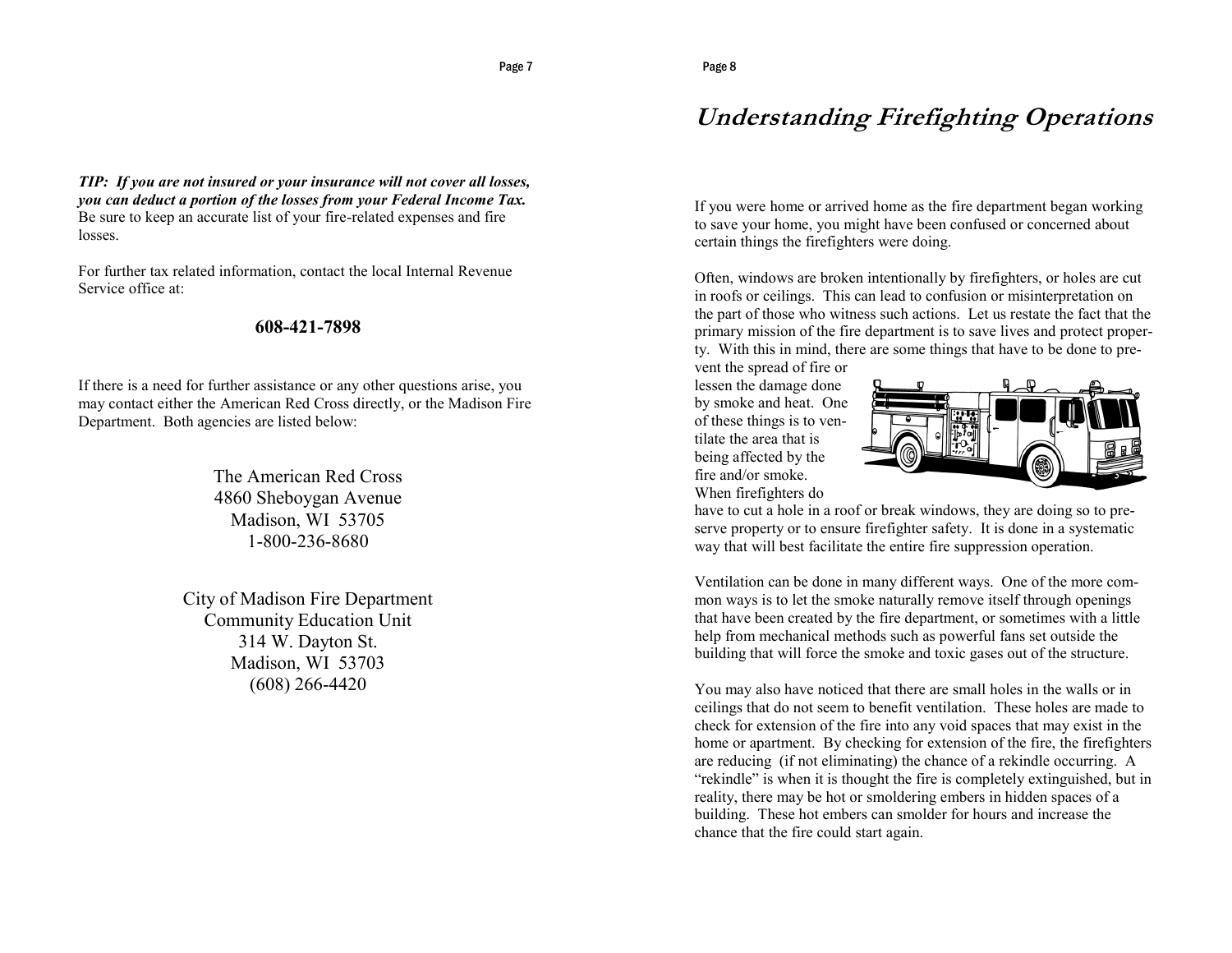***TIP: If you are not insured or your insurance will not cover all losses, you can deduct a portion of the losses from your Federal Income Tax.*** Be sure to keep an accurate list of your fire-related expenses and fire losses.

For further tax related information, contact the local Internal Revenue Service office at:

**608-421-7898**

If there is a need for further assistance or any other questions arise, you may contact either the American Red Cross directly, or the Madison Fire Department. Both agencies are listed below:

The American Red Cross
4860 Sheboygan Avenue
Madison, WI 53705
1-800-236-8680

City of Madison Fire Department
Community Education Unit
314 W. Dayton St.
Madison, WI 53703
(608) 266-4420

# *Understanding Firefighting Operations*

If you were home or arrived home as the fire department began working to save your home, you might have been confused or concerned about certain things the firefighters were doing.

Often, windows are broken intentionally by firefighters, or holes are cut in roofs or ceilings. This can lead to confusion or misinterpretation on the part of those who witness such actions. Let us restate the fact that the primary mission of the fire department is to save lives and protect property. With this in mind, there are some things that have to be done to prevent the spread of fire or lessen the damage done by smoke and heat. One of these things is to ventilate the area that is being affected by the fire and/or smoke. When firefighters do have to cut a hole in a roof or break windows, they are doing so to preserve property or to ensure firefighter safety. It is done in a systematic way that will best facilitate the entire fire suppression operation.

Ventilation can be done in many different ways. One of the more common ways is to let the smoke naturally remove itself through openings that have been created by the fire department, or sometimes with a little help from mechanical methods such as powerful fans set outside the building that will force the smoke and toxic gases out of the structure.

You may also have noticed that there are small holes in the walls or in ceilings that do not seem to benefit ventilation. These holes are made to check for extension of the fire into any void spaces that may exist in the home or apartment. By checking for extension of the fire, the firefighters are reducing (if not eliminating) the chance of a rekindle occurring. A "rekindle" is when it is thought the fire is completely extinguished, but in reality, there may be hot or smoldering embers in hidden spaces of a building. These hot embers can smolder for hours and increase the chance that the fire could start again.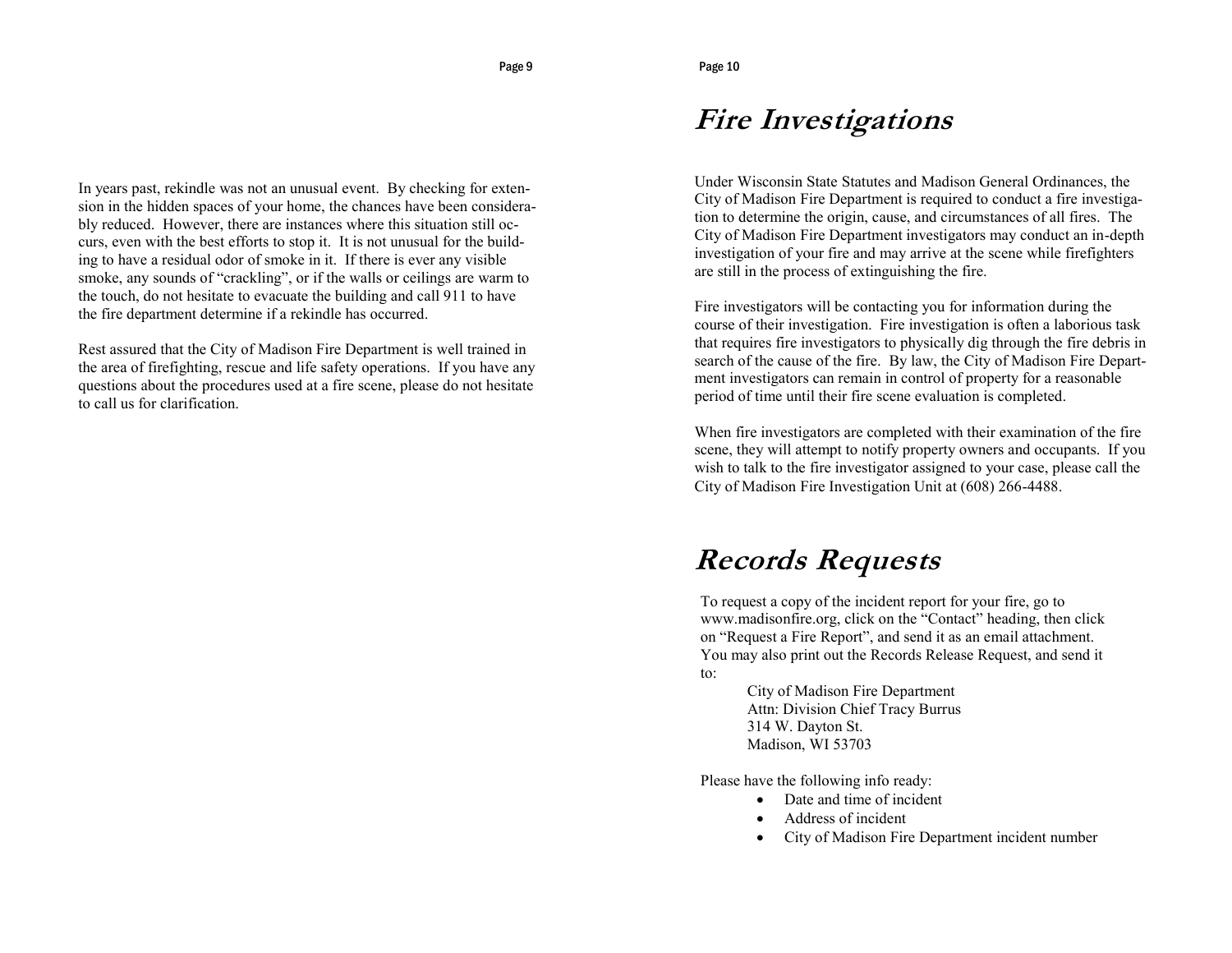In years past, rekindle was not an unusual event. By checking for extension in the hidden spaces of your home, the chances have been considerably reduced. However, there are instances where this situation still occurs, even with the best efforts to stop it. It is not unusual for the building to have a residual odor of smoke in it. If there is ever any visible smoke, any sounds of "crackling", or if the walls or ceilings are warm to the touch, do not hesitate to evacuate the building and call 911 to have the fire department determine if a rekindle has occurred.

Rest assured that the City of Madison Fire Department is well trained in the area of firefighting, rescue and life safety operations. If you have any questions about the procedures used at a fire scene, please do not hesitate to call us for clarification.

# *Fire Investigations*

Under Wisconsin State Statutes and Madison General Ordinances, the City of Madison Fire Department is required to conduct a fire investigation to determine the origin, cause, and circumstances of all fires. The City of Madison Fire Department investigators may conduct an in-depth investigation of your fire and may arrive at the scene while firefighters are still in the process of extinguishing the fire.

Fire investigators will be contacting you for information during the course of their investigation. Fire investigation is often a laborious task that requires fire investigators to physically dig through the fire debris in search of the cause of the fire. By law, the City of Madison Fire Department investigators can remain in control of property for a reasonable period of time until their fire scene evaluation is completed.

When fire investigators are completed with their examination of the fire scene, they will attempt to notify property owners and occupants. If you wish to talk to the fire investigator assigned to your case, please call the City of Madison Fire Investigation Unit at (608) 266-4488.

# *Records Requests*

To request a copy of the incident report for your fire, go to www.madisonfire.org, click on the "Contact" heading, then click on "Request a Fire Report", and send it as an email attachment. You may also print out the Records Release Request, and send it to:

City of Madison Fire Department
Attn: Division Chief Tracy Burrus
314 W. Dayton St.
Madison, WI 53703

Please have the following info ready:

- Date and time of incident
- Address of incident
- City of Madison Fire Department incident number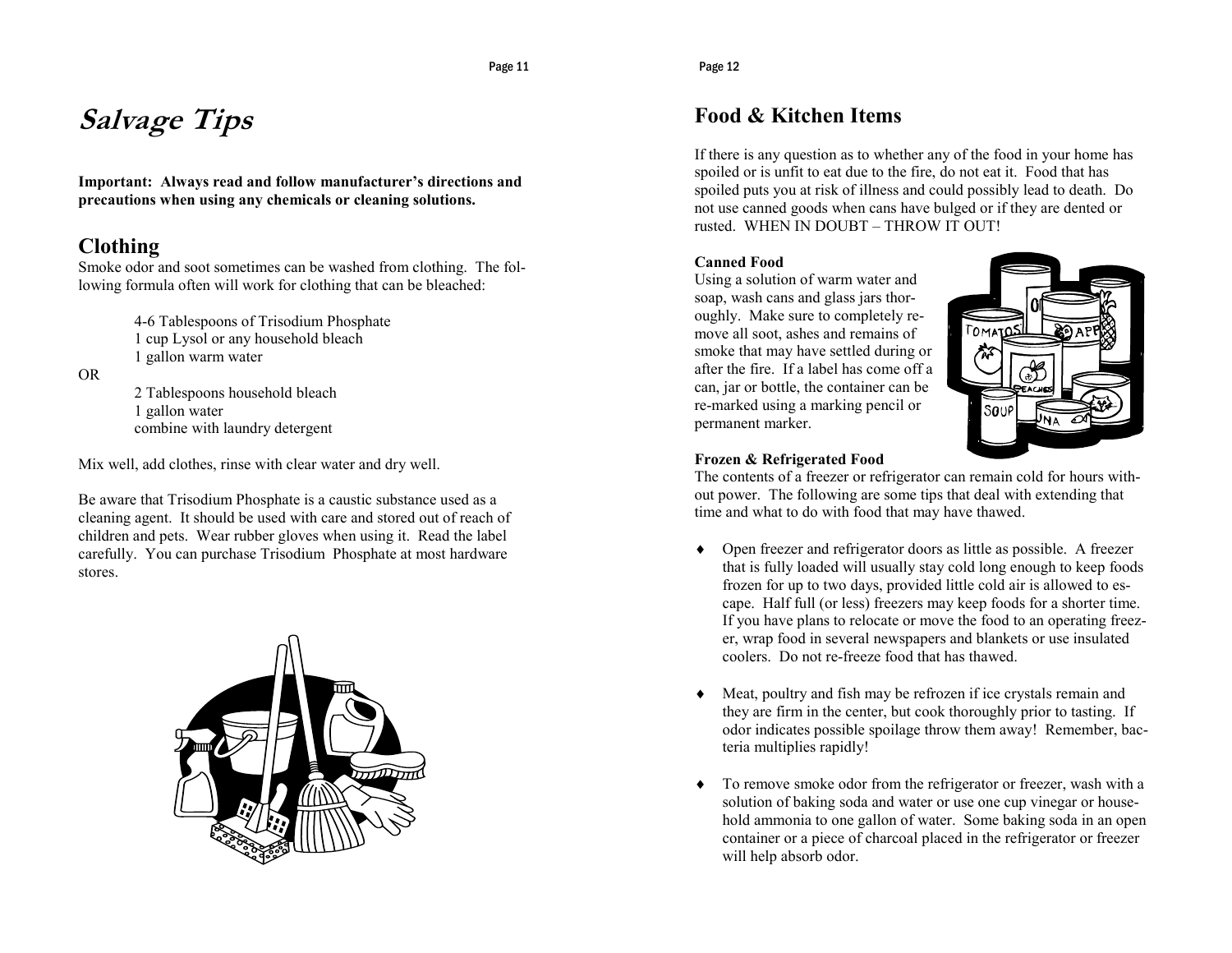# *Salvage Tips*

**Important: Always read and follow manufacturer's directions and precautions when using any chemicals or cleaning solutions.**

## Clothing

Smoke odor and soot sometimes can be washed from clothing. The following formula often will work for clothing that can be bleached:

4-6 Tablespoons of Trisodium Phosphate
1 cup Lysol or any household bleach
1 gallon warm water

OR

2 Tablespoons household bleach
1 gallon water
combine with laundry detergent

Mix well, add clothes, rinse with clear water and dry well.

Be aware that Trisodium Phosphate is a caustic substance used as a cleaning agent. It should be used with care and stored out of reach of children and pets. Wear rubber gloves when using it. Read the label carefully. You can purchase Trisodium Phosphate at most hardware stores.

## Food & Kitchen Items

If there is any question as to whether any of the food in your home has spoiled or is unfit to eat due to the fire, do not eat it. Food that has spoiled puts you at risk of illness and could possibly lead to death. Do not use canned goods when cans have bulged or if they are dented or rusted. WHEN IN DOUBT – THROW IT OUT!

**Canned Food**

Using a solution of warm water and soap, wash cans and glass jars thoroughly. Make sure to completely remove all soot, ashes and remains of smoke that may have settled during or after the fire. If a label has come off a can, jar or bottle, the container can be re-marked using a marking pencil or permanent marker.

**Frozen & Refrigerated Food**

The contents of a freezer or refrigerator can remain cold for hours without power. The following are some tips that deal with extending that time and what to do with food that may have thawed.

- Open freezer and refrigerator doors as little as possible. A freezer that is fully loaded will usually stay cold long enough to keep foods frozen for up to two days, provided little cold air is allowed to escape. Half full (or less) freezers may keep foods for a shorter time. If you have plans to relocate or move the food to an operating freezer, wrap food in several newspapers and blankets or use insulated coolers. Do not re-freeze food that has thawed.
- Meat, poultry and fish may be refrozen if ice crystals remain and they are firm in the center, but cook thoroughly prior to tasting. If odor indicates possible spoilage throw them away! Remember, bacteria multiplies rapidly!
- To remove smoke odor from the refrigerator or freezer, wash with a solution of baking soda and water or use one cup vinegar or household ammonia to one gallon of water. Some baking soda in an open container or a piece of charcoal placed in the refrigerator or freezer will help absorb odor.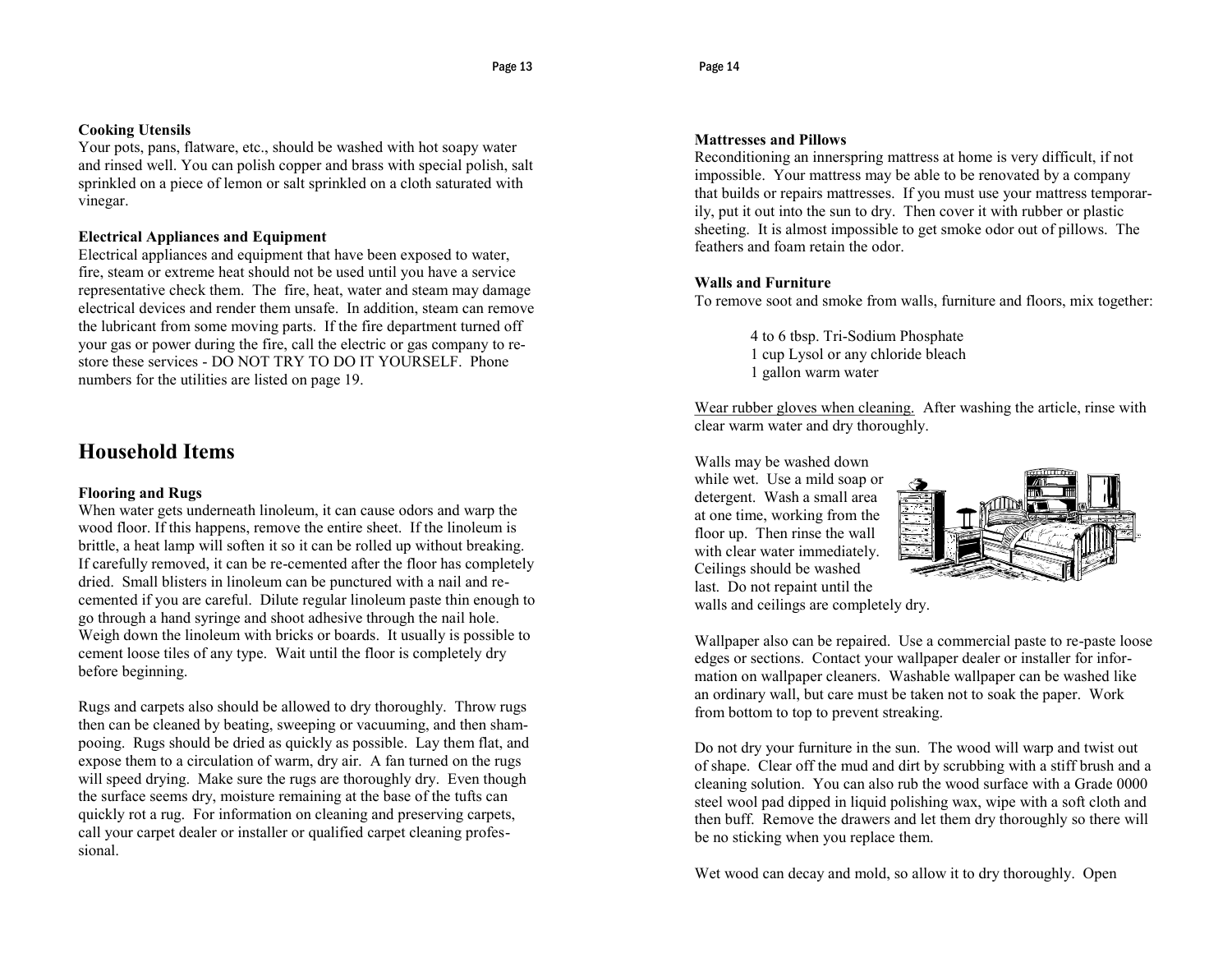**Cooking Utensils**

Your pots, pans, flatware, etc., should be washed with hot soapy water and rinsed well. You can polish copper and brass with special polish, salt sprinkled on a piece of lemon or salt sprinkled on a cloth saturated with vinegar.

**Electrical Appliances and Equipment**

Electrical appliances and equipment that have been exposed to water, fire, steam or extreme heat should not be used until you have a service representative check them. The fire, heat, water and steam may damage electrical devices and render them unsafe. In addition, steam can remove the lubricant from some moving parts. If the fire department turned off your gas or power during the fire, call the electric or gas company to restore these services - DO NOT TRY TO DO IT YOURSELF. Phone numbers for the utilities are listed on page 19.

## Household Items

**Flooring and Rugs**

When water gets underneath linoleum, it can cause odors and warp the wood floor. If this happens, remove the entire sheet. If the linoleum is brittle, a heat lamp will soften it so it can be rolled up without breaking. If carefully removed, it can be re-cemented after the floor has completely dried. Small blisters in linoleum can be punctured with a nail and re-cemented if you are careful. Dilute regular linoleum paste thin enough to go through a hand syringe and shoot adhesive through the nail hole. Weigh down the linoleum with bricks or boards. It usually is possible to cement loose tiles of any type. Wait until the floor is completely dry before beginning.

Rugs and carpets also should be allowed to dry thoroughly. Throw rugs then can be cleaned by beating, sweeping or vacuuming, and then shampooing. Rugs should be dried as quickly as possible. Lay them flat, and expose them to a circulation of warm, dry air. A fan turned on the rugs will speed drying. Make sure the rugs are thoroughly dry. Even though the surface seems dry, moisture remaining at the base of the tufts can quickly rot a rug. For information on cleaning and preserving carpets, call your carpet dealer or installer or qualified carpet cleaning professional.

**Mattresses and Pillows**

Reconditioning an innerspring mattress at home is very difficult, if not impossible. Your mattress may be able to be renovated by a company that builds or repairs mattresses. If you must use your mattress temporarily, put it out into the sun to dry. Then cover it with rubber or plastic sheeting. It is almost impossible to get smoke odor out of pillows. The feathers and foam retain the odor.

**Walls and Furniture**

To remove soot and smoke from walls, furniture and floors, mix together:

4 to 6 tbsp. Tri-Sodium Phosphate
1 cup Lysol or any chloride bleach
1 gallon warm water

<u>Wear rubber gloves when cleaning.</u> After washing the article, rinse with clear warm water and dry thoroughly.

Walls may be washed down while wet. Use a mild soap or detergent. Wash a small area at one time, working from the floor up. Then rinse the wall with clear water immediately. Ceilings should be washed last. Do not repaint until the walls and ceilings are completely dry.

Wallpaper also can be repaired. Use a commercial paste to re-paste loose edges or sections. Contact your wallpaper dealer or installer for information on wallpaper cleaners. Washable wallpaper can be washed like an ordinary wall, but care must be taken not to soak the paper. Work from bottom to top to prevent streaking.

Do not dry your furniture in the sun. The wood will warp and twist out of shape. Clear off the mud and dirt by scrubbing with a stiff brush and a cleaning solution. You can also rub the wood surface with a Grade 0000 steel wool pad dipped in liquid polishing wax, wipe with a soft cloth and then buff. Remove the drawers and let them dry thoroughly so there will be no sticking when you replace them.

Wet wood can decay and mold, so allow it to dry thoroughly. Open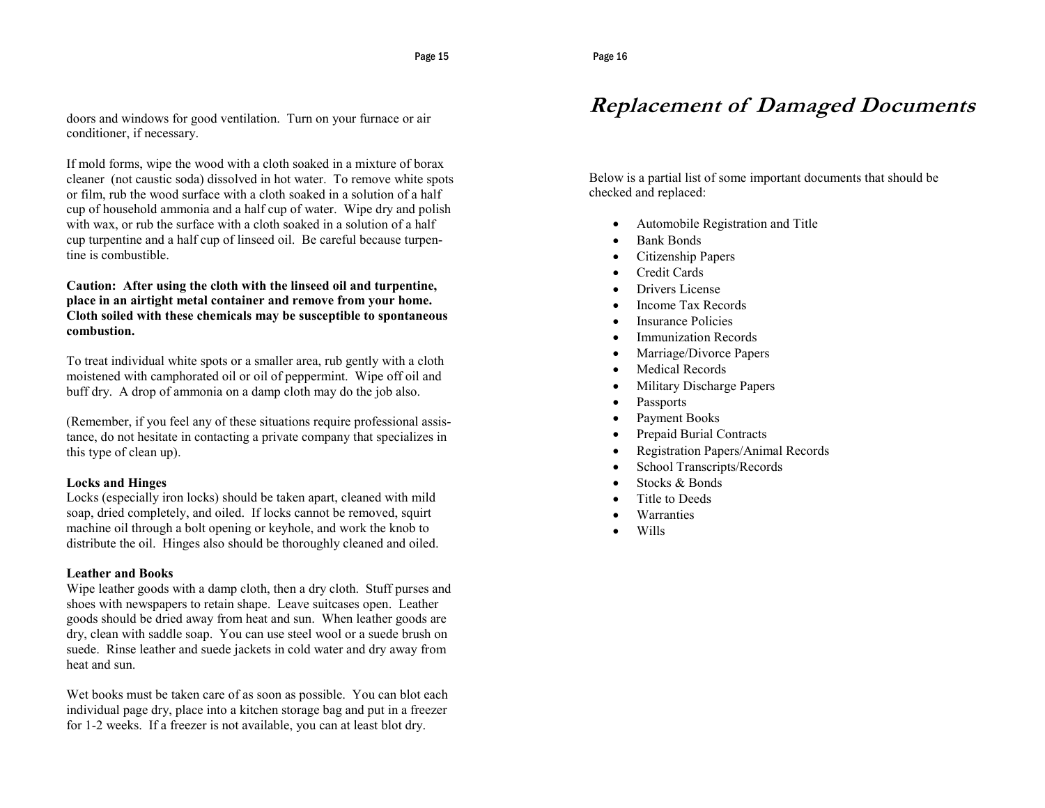doors and windows for good ventilation. Turn on your furnace or air conditioner, if necessary.

If mold forms, wipe the wood with a cloth soaked in a mixture of borax cleaner (not caustic soda) dissolved in hot water. To remove white spots or film, rub the wood surface with a cloth soaked in a solution of a half cup of household ammonia and a half cup of water. Wipe dry and polish with wax, or rub the surface with a cloth soaked in a solution of a half cup turpentine and a half cup of linseed oil. Be careful because turpentine is combustible.

**Caution: After using the cloth with the linseed oil and turpentine, place in an airtight metal container and remove from your home. Cloth soiled with these chemicals may be susceptible to spontaneous combustion.**

To treat individual white spots or a smaller area, rub gently with a cloth moistened with camphorated oil or oil of peppermint. Wipe off oil and buff dry. A drop of ammonia on a damp cloth may do the job also.

(Remember, if you feel any of these situations require professional assistance, do not hesitate in contacting a private company that specializes in this type of clean up).

**Locks and Hinges**

Locks (especially iron locks) should be taken apart, cleaned with mild soap, dried completely, and oiled. If locks cannot be removed, squirt machine oil through a bolt opening or keyhole, and work the knob to distribute the oil. Hinges also should be thoroughly cleaned and oiled.

**Leather and Books**

Wipe leather goods with a damp cloth, then a dry cloth. Stuff purses and shoes with newspapers to retain shape. Leave suitcases open. Leather goods should be dried away from heat and sun. When leather goods are dry, clean with saddle soap. You can use steel wool or a suede brush on suede. Rinse leather and suede jackets in cold water and dry away from heat and sun.

Wet books must be taken care of as soon as possible. You can blot each individual page dry, place into a kitchen storage bag and put in a freezer for 1-2 weeks. If a freezer is not available, you can at least blot dry.

# *Replacement of Damaged Documents*

Below is a partial list of some important documents that should be checked and replaced:

- Automobile Registration and Title
- Bank Bonds
- Citizenship Papers
- Credit Cards
- Drivers License
- Income Tax Records
- Insurance Policies
- Immunization Records
- Marriage/Divorce Papers
- Medical Records
- Military Discharge Papers
- Passports
- Payment Books
- Prepaid Burial Contracts
- Registration Papers/Animal Records
- School Transcripts/Records
- Stocks & Bonds
- Title to Deeds
- Warranties
- Wills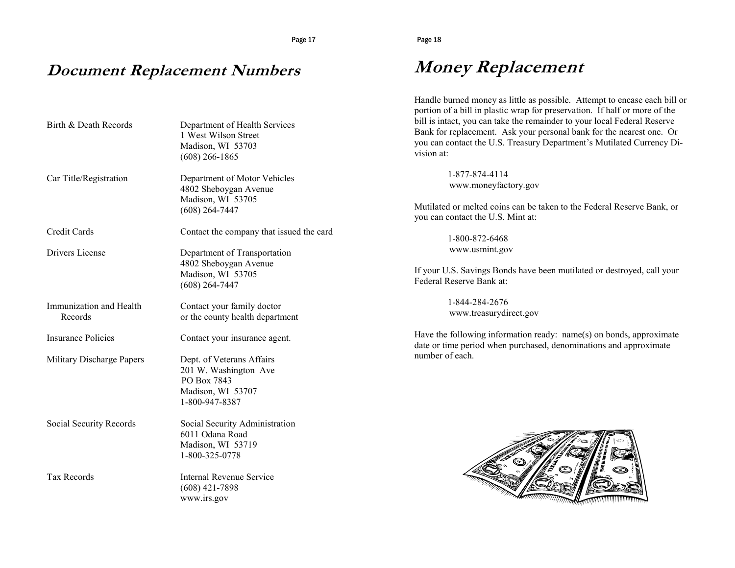# Document Replacement Numbers

| | |
|---|---|
| Birth & Death Records | Department of Health Services<br>1 West Wilson Street<br>Madison, WI 53703<br>(608) 266-1865 |
| Car Title/Registration | Department of Motor Vehicles<br>4802 Sheboygan Avenue<br>Madison, WI 53705<br>(608) 264-7447 |
| Credit Cards | Contact the company that issued the card |
| Drivers License | Department of Transportation<br>4802 Sheboygan Avenue<br>Madison, WI 53705<br>(608) 264-7447 |
| Immunization and Health Records | Contact your family doctor<br>or the county health department |
| Insurance Policies | Contact your insurance agent. |
| Military Discharge Papers | Dept. of Veterans Affairs<br>201 W. Washington Ave<br>PO Box 7843<br>Madison, WI 53707<br>1-800-947-8387 |
| Social Security Records | Social Security Administration<br>6011 Odana Road<br>Madison, WI 53719<br>1-800-325-0778 |
| Tax Records | Internal Revenue Service<br>(608) 421-7898<br>www.irs.gov |

# Money Replacement

Handle burned money as little as possible. Attempt to encase each bill or portion of a bill in plastic wrap for preservation. If half or more of the bill is intact, you can take the remainder to your local Federal Reserve Bank for replacement. Ask your personal bank for the nearest one. Or you can contact the U.S. Treasury Department's Mutilated Currency Division at:

1-877-874-4114
www.moneyfactory.gov

Mutilated or melted coins can be taken to the Federal Reserve Bank, or you can contact the U.S. Mint at:

1-800-872-6468
www.usmint.gov

If your U.S. Savings Bonds have been mutilated or destroyed, call your Federal Reserve Bank at:

1-844-284-2676
www.treasurydirect.gov

Have the following information ready: name(s) on bonds, approximate date or time period when purchased, denominations and approximate number of each.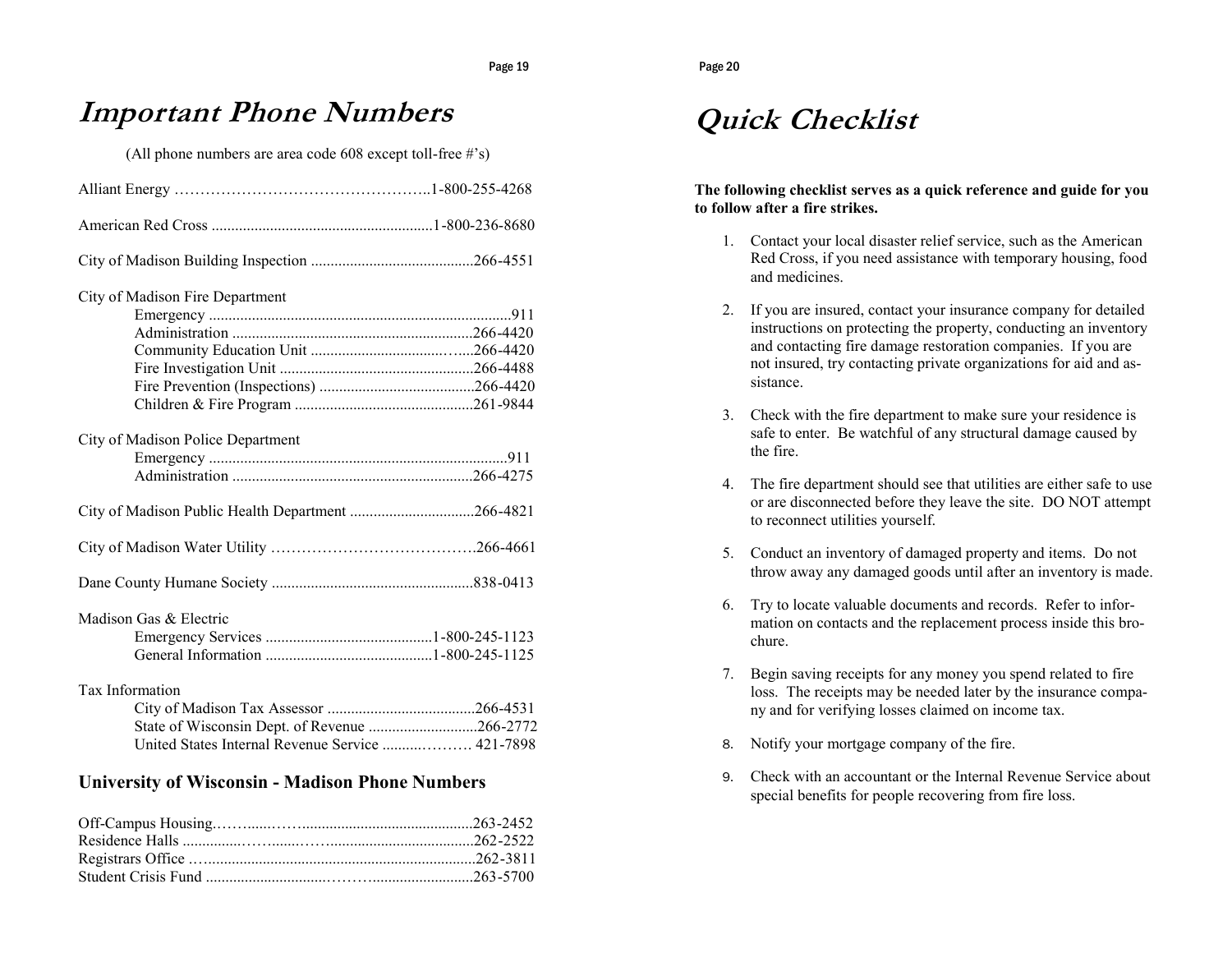# Important Phone Numbers

(All phone numbers are area code 608 except toll-free #'s)

Alliant Energy ………………………………………..1-800-255-4268

American Red Cross ........................................................1-800-236-8680

City of Madison Building Inspection ..........................................266-4551

City of Madison Fire Department

- Emergency .............................................................................911
- Administration .............................................................266-4420
- Community Education Unit ..................................…...266-4420
- Fire Investigation Unit .................................................266-4488
- Fire Prevention (Inspections) ........................................266-4420
- Children & Fire Program .............................................261-9844

City of Madison Police Department

- Emergency ............................................................................911
- Administration .............................................................266-4275

City of Madison Public Health Department ................................266-4821

City of Madison Water Utility ………………………………….266-4661

Dane County Humane Society ....................................................838-0413

Madison Gas & Electric

- Emergency Services ...........................................1-800-245-1123
- General Information ...........................................1-800-245-1125

Tax Information

- City of Madison Tax Assessor ......................................266-4531
- State of Wisconsin Dept. of Revenue ............................266-2772
- United States Internal Revenue Service ..........………. 421-7898

## University of Wisconsin - Madison Phone Numbers

Off-Campus Housing.……......……...........................................263-2452
Residence Halls ...............…….....…….....................................262-2522
Registrars Office …....................................................................262-3811
Student Crisis Fund ................................……….........................263-5700

# Quick Checklist

**The following checklist serves as a quick reference and guide for you to follow after a fire strikes.**

1. Contact your local disaster relief service, such as the American Red Cross, if you need assistance with temporary housing, food and medicines.
2. If you are insured, contact your insurance company for detailed instructions on protecting the property, conducting an inventory and contacting fire damage restoration companies. If you are not insured, try contacting private organizations for aid and assistance.
3. Check with the fire department to make sure your residence is safe to enter. Be watchful of any structural damage caused by the fire.
4. The fire department should see that utilities are either safe to use or are disconnected before they leave the site. DO NOT attempt to reconnect utilities yourself.
5. Conduct an inventory of damaged property and items. Do not throw away any damaged goods until after an inventory is made.
6. Try to locate valuable documents and records. Refer to information on contacts and the replacement process inside this brochure.
7. Begin saving receipts for any money you spend related to fire loss. The receipts may be needed later by the insurance company and for verifying losses claimed on income tax.
8. Notify your mortgage company of the fire.
9. Check with an accountant or the Internal Revenue Service about special benefits for people recovering from fire loss.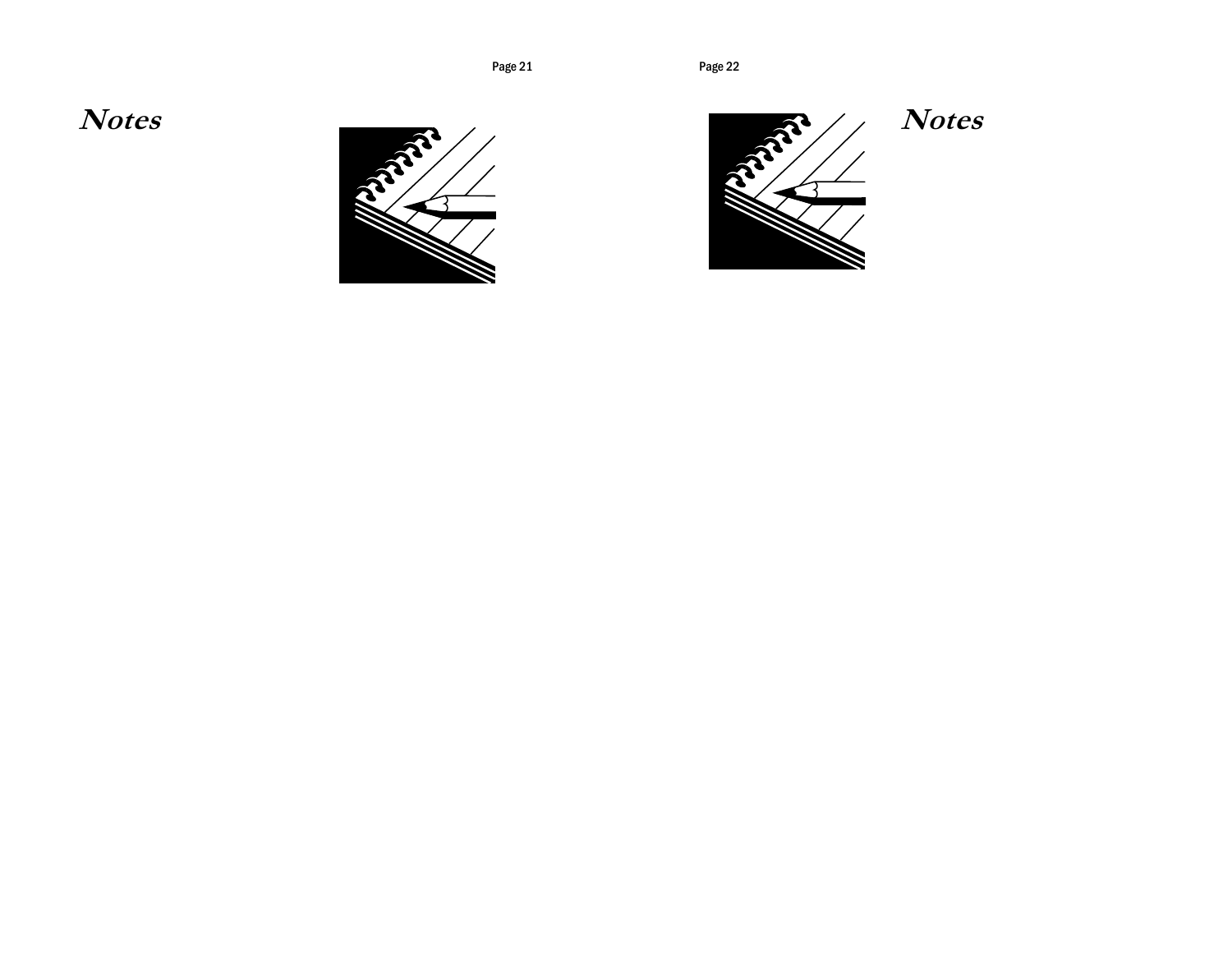# Notes

# Notes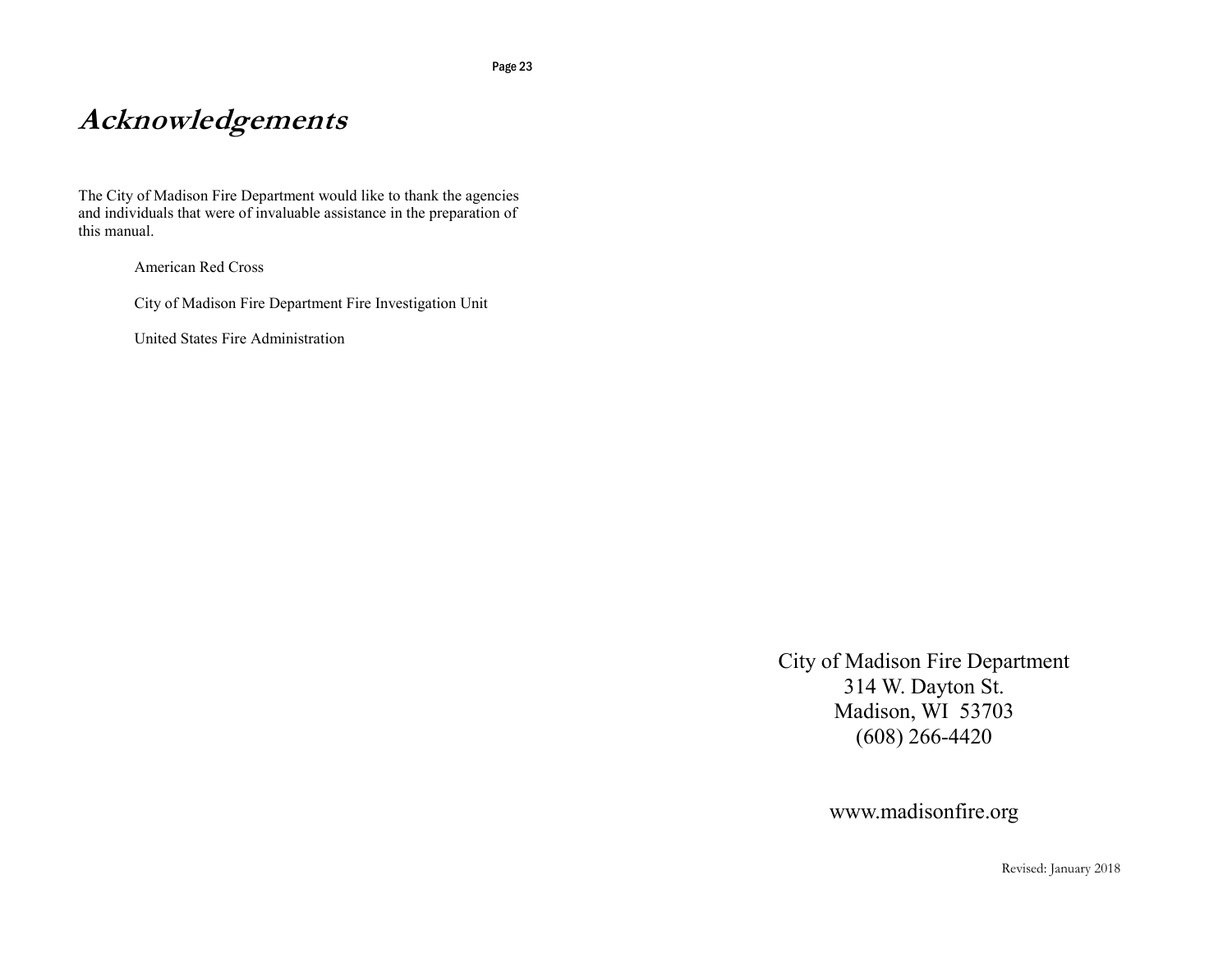# *Acknowledgements*

The City of Madison Fire Department would like to thank the agencies and individuals that were of invaluable assistance in the preparation of this manual.

American Red Cross

City of Madison Fire Department Fire Investigation Unit

United States Fire Administration

City of Madison Fire Department
314 W. Dayton St.
Madison, WI 53703
(608) 266-4420

www.madisonfire.org

Revised: January 2018